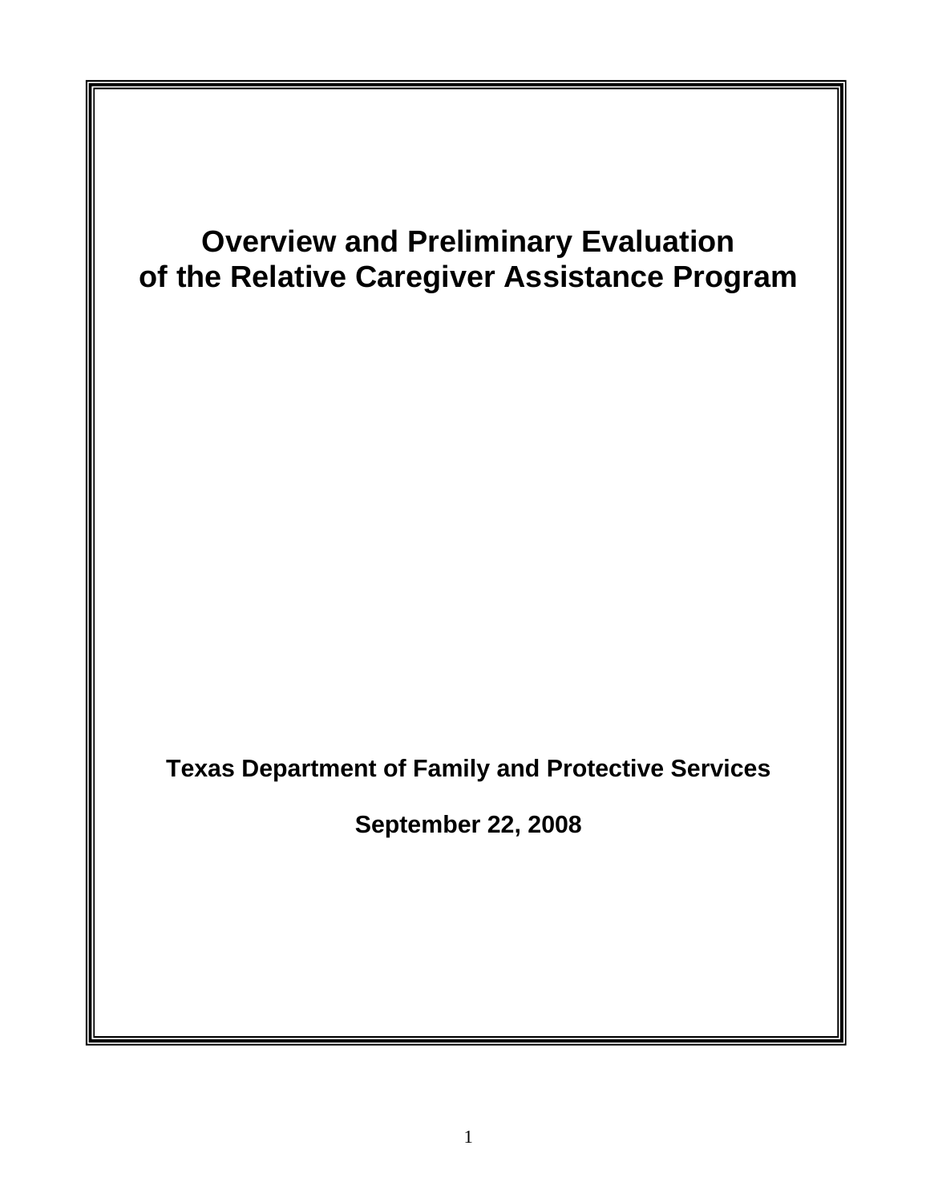# Overview and Preliminary Evaluation of the Relative Caregiver Assistance Program

**Texas Department of Family and Protective Services**

**September 22, 2008**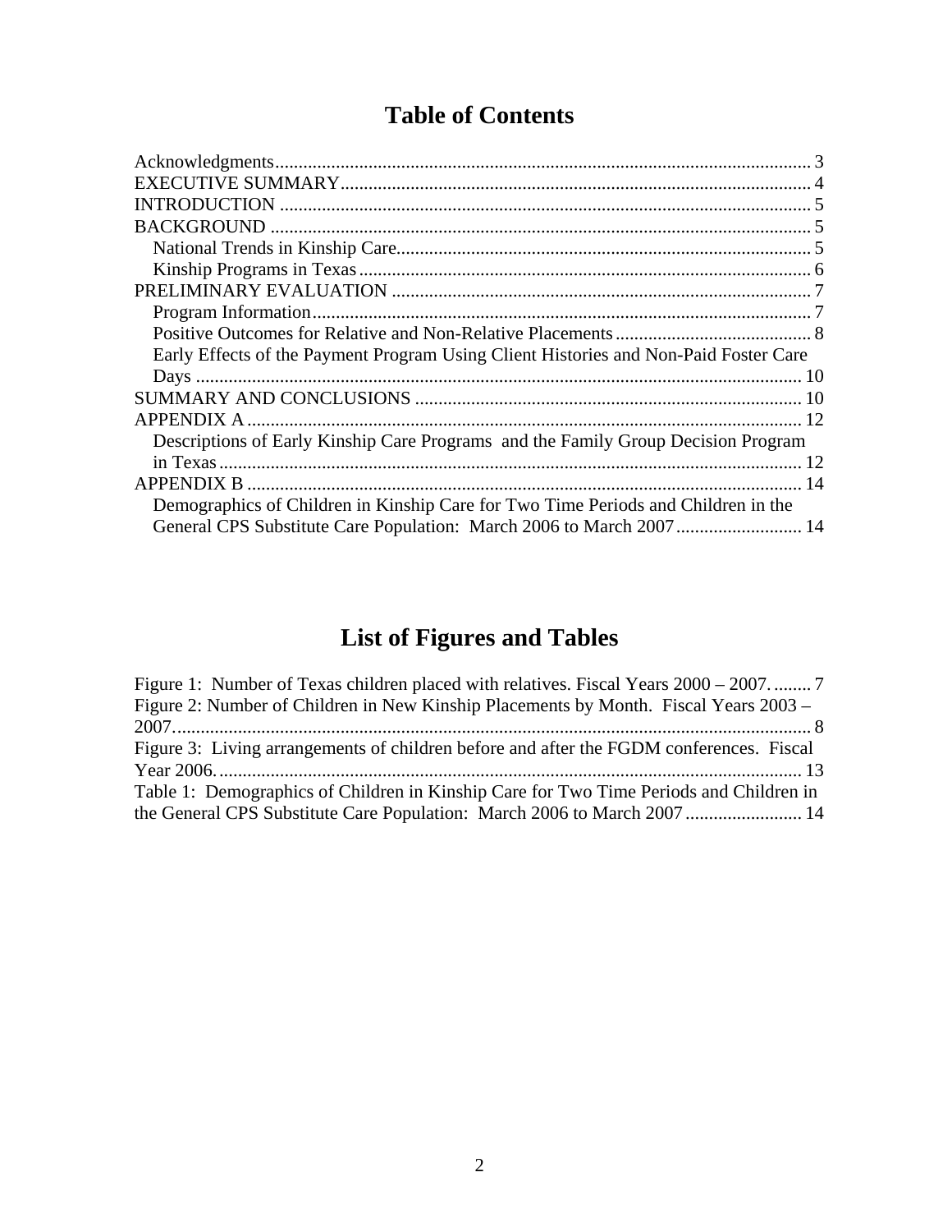# Table of Contents

Acknowledgments .......... 3
EXECUTIVE SUMMARY .......... 4
INTRODUCTION .......... 5
BACKGROUND .......... 5
  National Trends in Kinship Care .......... 5
  Kinship Programs in Texas .......... 6
PRELIMINARY EVALUATION .......... 7
  Program Information .......... 7
  Positive Outcomes for Relative and Non-Relative Placements .......... 8
  Early Effects of the Payment Program Using Client Histories and Non-Paid Foster Care Days .......... 10
SUMMARY AND CONCLUSIONS .......... 10
APPENDIX A .......... 12
  Descriptions of Early Kinship Care Programs and the Family Group Decision Program in Texas .......... 12
APPENDIX B .......... 14
  Demographics of Children in Kinship Care for Two Time Periods and Children in the General CPS Substitute Care Population: March 2006 to March 2007 .......... 14

# List of Figures and Tables

Figure 1: Number of Texas children placed with relatives. Fiscal Years 2000 – 2007. .......... 7
Figure 2: Number of Children in New Kinship Placements by Month. Fiscal Years 2003 – 2007. .......... 8
Figure 3: Living arrangements of children before and after the FGDM conferences. Fiscal Year 2006. .......... 13
Table 1: Demographics of Children in Kinship Care for Two Time Periods and Children in the General CPS Substitute Care Population: March 2006 to March 2007 .......... 14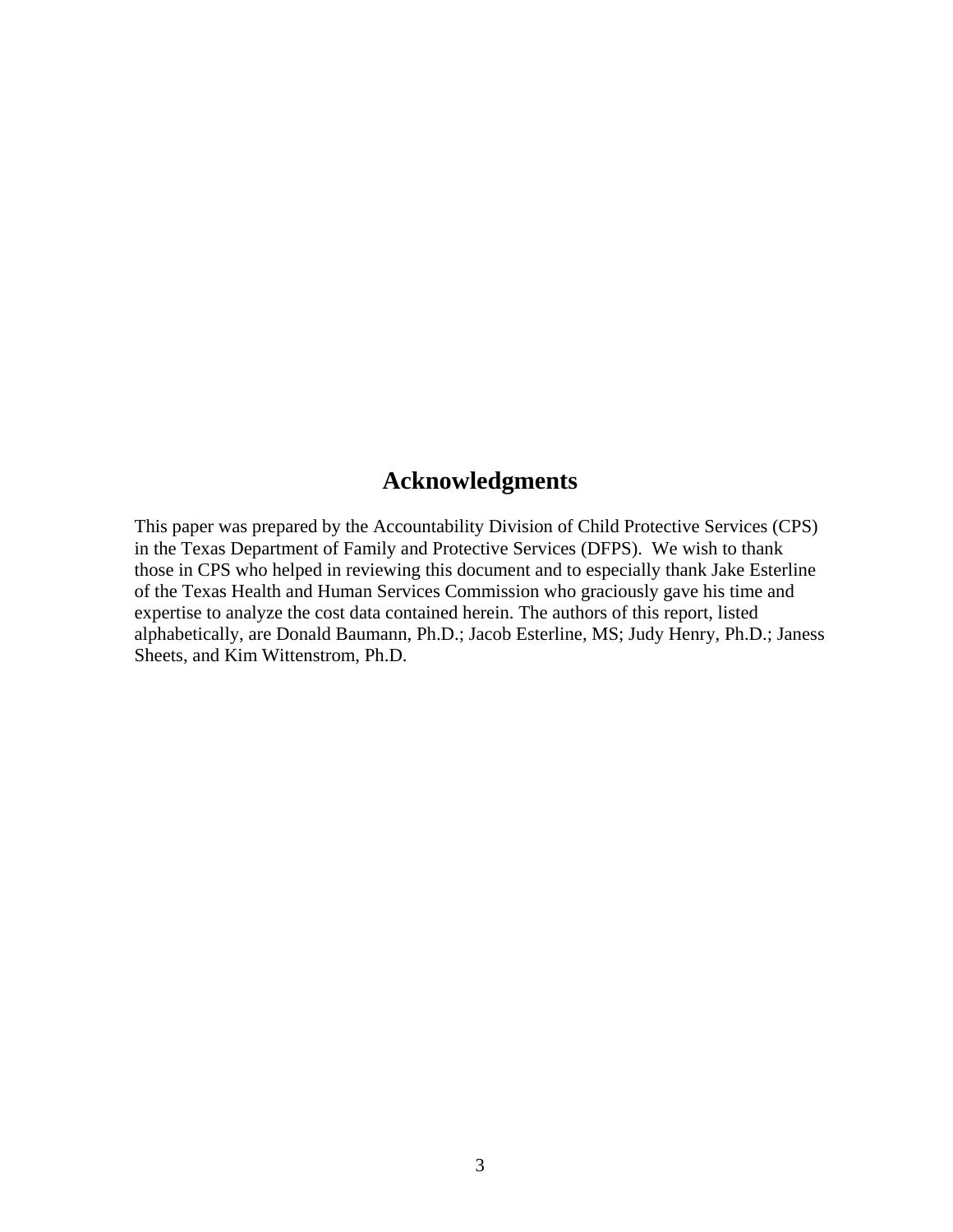# Acknowledgments

This paper was prepared by the Accountability Division of Child Protective Services (CPS) in the Texas Department of Family and Protective Services (DFPS). We wish to thank those in CPS who helped in reviewing this document and to especially thank Jake Esterline of the Texas Health and Human Services Commission who graciously gave his time and expertise to analyze the cost data contained herein. The authors of this report, listed alphabetically, are Donald Baumann, Ph.D.; Jacob Esterline, MS; Judy Henry, Ph.D.; Janess Sheets, and Kim Wittenstrom, Ph.D.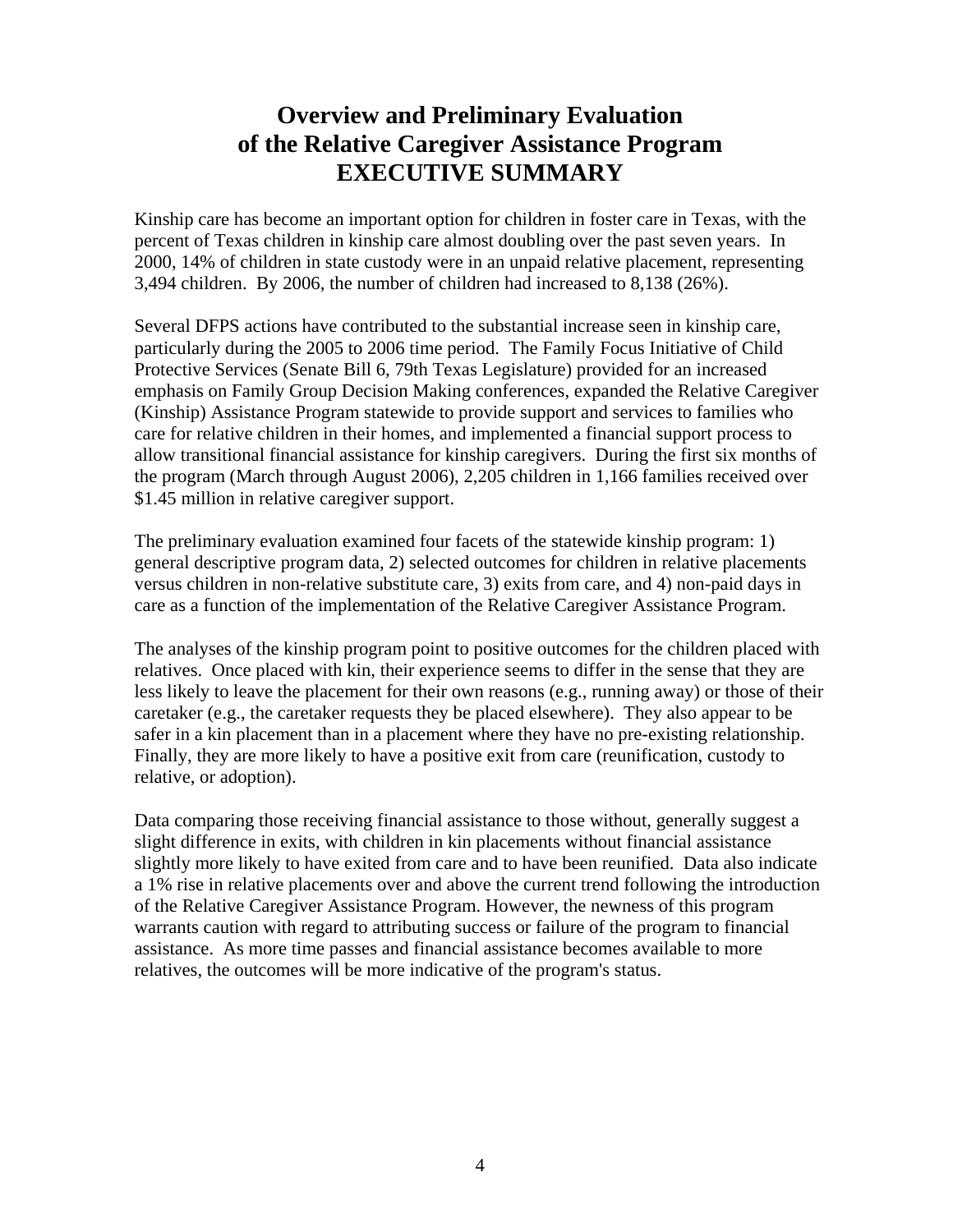# Overview and Preliminary Evaluation of the Relative Caregiver Assistance Program EXECUTIVE SUMMARY

Kinship care has become an important option for children in foster care in Texas, with the percent of Texas children in kinship care almost doubling over the past seven years. In 2000, 14% of children in state custody were in an unpaid relative placement, representing 3,494 children. By 2006, the number of children had increased to 8,138 (26%).

Several DFPS actions have contributed to the substantial increase seen in kinship care, particularly during the 2005 to 2006 time period. The Family Focus Initiative of Child Protective Services (Senate Bill 6, 79th Texas Legislature) provided for an increased emphasis on Family Group Decision Making conferences, expanded the Relative Caregiver (Kinship) Assistance Program statewide to provide support and services to families who care for relative children in their homes, and implemented a financial support process to allow transitional financial assistance for kinship caregivers. During the first six months of the program (March through August 2006), 2,205 children in 1,166 families received over $1.45 million in relative caregiver support.

The preliminary evaluation examined four facets of the statewide kinship program: 1) general descriptive program data, 2) selected outcomes for children in relative placements versus children in non-relative substitute care, 3) exits from care, and 4) non-paid days in care as a function of the implementation of the Relative Caregiver Assistance Program.

The analyses of the kinship program point to positive outcomes for the children placed with relatives. Once placed with kin, their experience seems to differ in the sense that they are less likely to leave the placement for their own reasons (e.g., running away) or those of their caretaker (e.g., the caretaker requests they be placed elsewhere). They also appear to be safer in a kin placement than in a placement where they have no pre-existing relationship. Finally, they are more likely to have a positive exit from care (reunification, custody to relative, or adoption).

Data comparing those receiving financial assistance to those without, generally suggest a slight difference in exits, with children in kin placements without financial assistance slightly more likely to have exited from care and to have been reunified. Data also indicate a 1% rise in relative placements over and above the current trend following the introduction of the Relative Caregiver Assistance Program. However, the newness of this program warrants caution with regard to attributing success or failure of the program to financial assistance. As more time passes and financial assistance becomes available to more relatives, the outcomes will be more indicative of the program's status.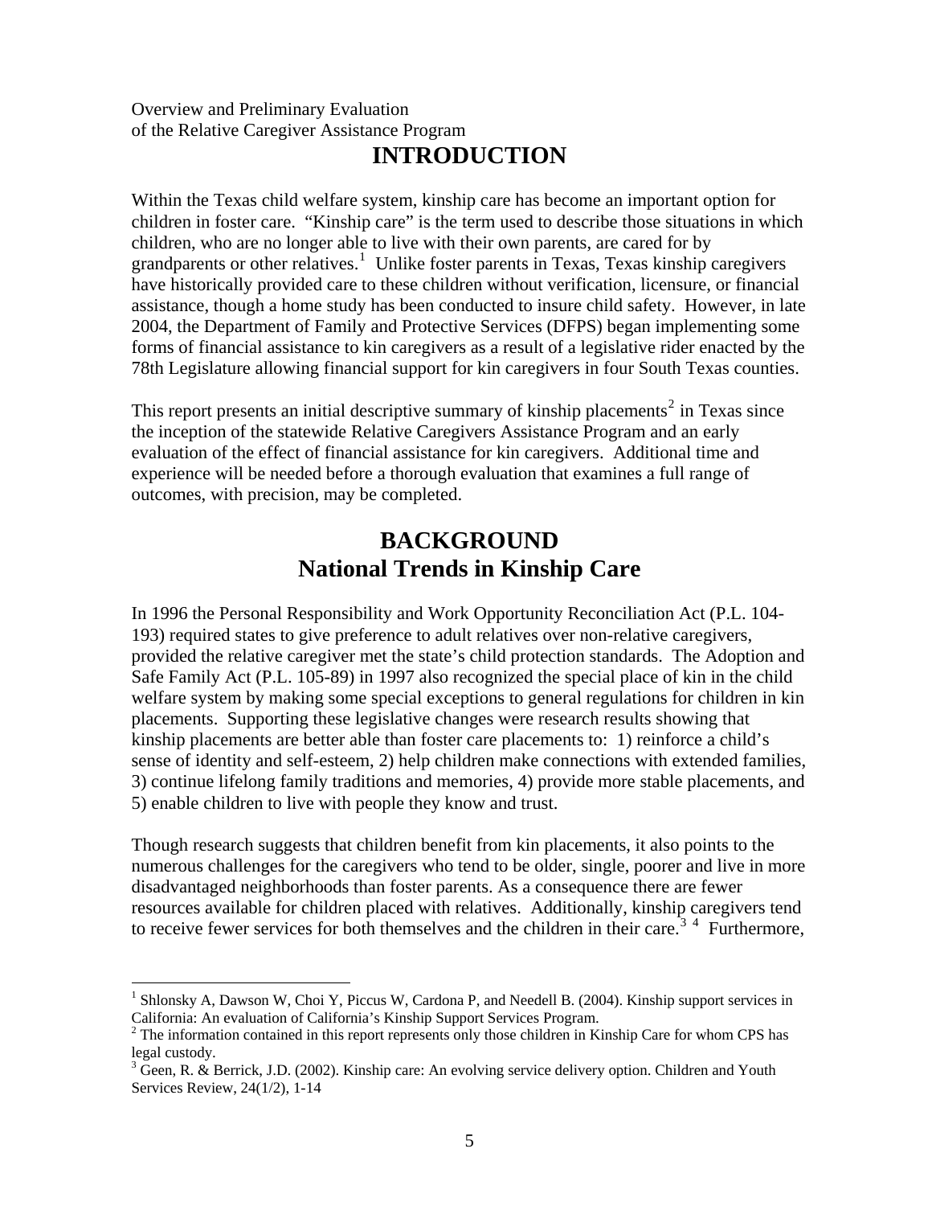Overview and Preliminary Evaluation
of the Relative Caregiver Assistance Program

# INTRODUCTION

Within the Texas child welfare system, kinship care has become an important option for children in foster care. "Kinship care" is the term used to describe those situations in which children, who are no longer able to live with their own parents, are cared for by grandparents or other relatives.[1] Unlike foster parents in Texas, Texas kinship caregivers have historically provided care to these children without verification, licensure, or financial assistance, though a home study has been conducted to insure child safety. However, in late 2004, the Department of Family and Protective Services (DFPS) began implementing some forms of financial assistance to kin caregivers as a result of a legislative rider enacted by the 78th Legislature allowing financial support for kin caregivers in four South Texas counties.

This report presents an initial descriptive summary of kinship placements[2] in Texas since the inception of the statewide Relative Caregivers Assistance Program and an early evaluation of the effect of financial assistance for kin caregivers. Additional time and experience will be needed before a thorough evaluation that examines a full range of outcomes, with precision, may be completed.

# BACKGROUND
## National Trends in Kinship Care

In 1996 the Personal Responsibility and Work Opportunity Reconciliation Act (P.L. 104-193) required states to give preference to adult relatives over non-relative caregivers, provided the relative caregiver met the state's child protection standards. The Adoption and Safe Family Act (P.L. 105-89) in 1997 also recognized the special place of kin in the child welfare system by making some special exceptions to general regulations for children in kin placements. Supporting these legislative changes were research results showing that kinship placements are better able than foster care placements to: 1) reinforce a child's sense of identity and self-esteem, 2) help children make connections with extended families, 3) continue lifelong family traditions and memories, 4) provide more stable placements, and 5) enable children to live with people they know and trust.

Though research suggests that children benefit from kin placements, it also points to the numerous challenges for the caregivers who tend to be older, single, poorer and live in more disadvantaged neighborhoods than foster parents. As a consequence there are fewer resources available for children placed with relatives. Additionally, kinship caregivers tend to receive fewer services for both themselves and the children in their care.[3] [4] Furthermore,

---

[1] Shlonsky A, Dawson W, Choi Y, Piccus W, Cardona P, and Needell B. (2004). Kinship support services in California: An evaluation of California's Kinship Support Services Program.

[2] The information contained in this report represents only those children in Kinship Care for whom CPS has legal custody.

[3] Geen, R. & Berrick, J.D. (2002). Kinship care: An evolving service delivery option. Children and Youth Services Review, 24(1/2), 1-14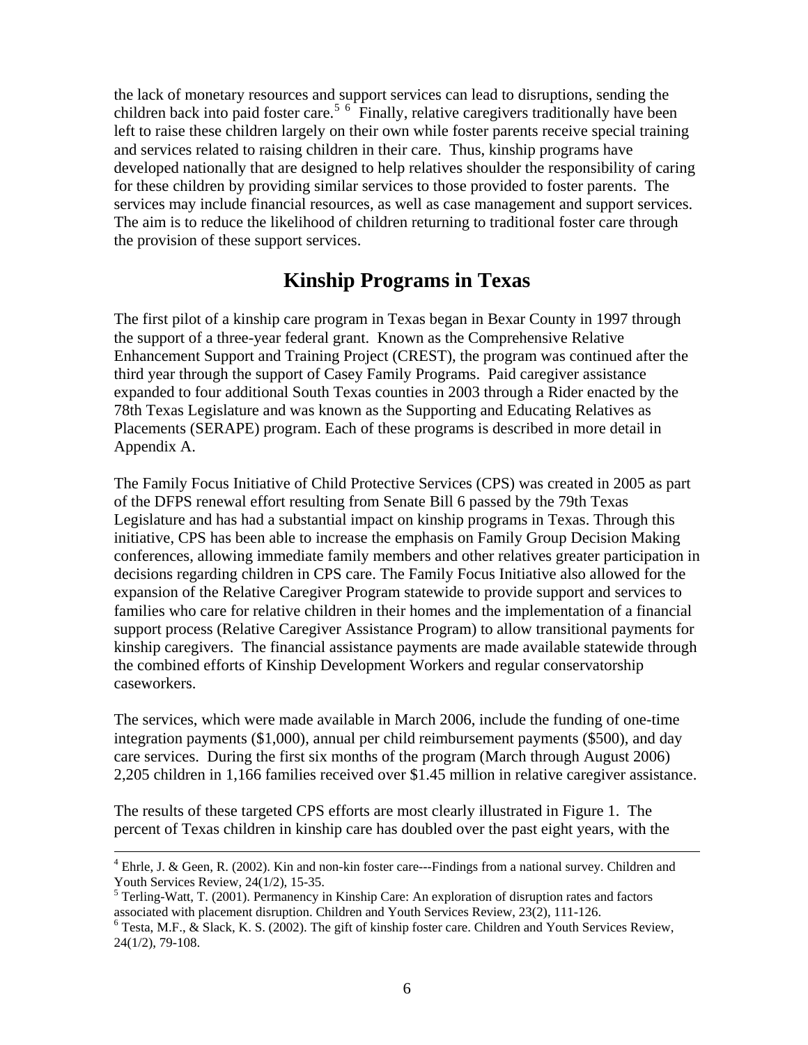the lack of monetary resources and support services can lead to disruptions, sending the children back into paid foster care.[5] [6] Finally, relative caregivers traditionally have been left to raise these children largely on their own while foster parents receive special training and services related to raising children in their care. Thus, kinship programs have developed nationally that are designed to help relatives shoulder the responsibility of caring for these children by providing similar services to those provided to foster parents. The services may include financial resources, as well as case management and support services. The aim is to reduce the likelihood of children returning to traditional foster care through the provision of these support services.

## Kinship Programs in Texas

The first pilot of a kinship care program in Texas began in Bexar County in 1997 through the support of a three-year federal grant. Known as the Comprehensive Relative Enhancement Support and Training Project (CREST), the program was continued after the third year through the support of Casey Family Programs. Paid caregiver assistance expanded to four additional South Texas counties in 2003 through a Rider enacted by the 78th Texas Legislature and was known as the Supporting and Educating Relatives as Placements (SERAPE) program. Each of these programs is described in more detail in Appendix A.

The Family Focus Initiative of Child Protective Services (CPS) was created in 2005 as part of the DFPS renewal effort resulting from Senate Bill 6 passed by the 79th Texas Legislature and has had a substantial impact on kinship programs in Texas. Through this initiative, CPS has been able to increase the emphasis on Family Group Decision Making conferences, allowing immediate family members and other relatives greater participation in decisions regarding children in CPS care. The Family Focus Initiative also allowed for the expansion of the Relative Caregiver Program statewide to provide support and services to families who care for relative children in their homes and the implementation of a financial support process (Relative Caregiver Assistance Program) to allow transitional payments for kinship caregivers. The financial assistance payments are made available statewide through the combined efforts of Kinship Development Workers and regular conservatorship caseworkers.

The services, which were made available in March 2006, include the funding of one-time integration payments ($1,000), annual per child reimbursement payments ($500), and day care services. During the first six months of the program (March through August 2006) 2,205 children in 1,166 families received over $1.45 million in relative caregiver assistance.

The results of these targeted CPS efforts are most clearly illustrated in Figure 1. The percent of Texas children in kinship care has doubled over the past eight years, with the

---

[4] Ehrle, J. & Geen, R. (2002). Kin and non-kin foster care---Findings from a national survey. Children and Youth Services Review, 24(1/2), 15-35.

[5] Terling-Watt, T. (2001). Permanency in Kinship Care: An exploration of disruption rates and factors associated with placement disruption. Children and Youth Services Review, 23(2), 111-126.

[6] Testa, M.F., & Slack, K. S. (2002). The gift of kinship foster care. Children and Youth Services Review, 24(1/2), 79-108.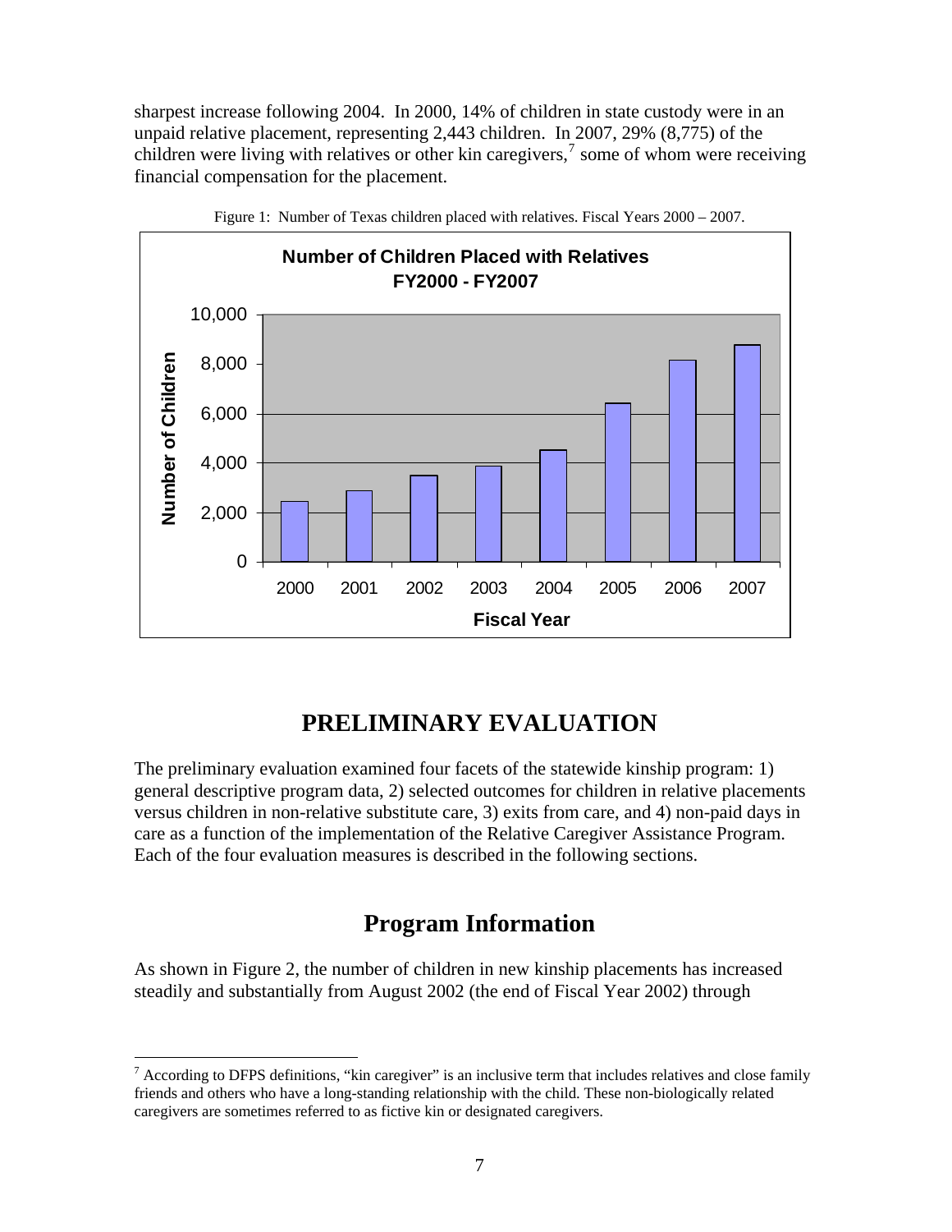sharpest increase following 2004. In 2000, 14% of children in state custody were in an unpaid relative placement, representing 2,443 children. In 2007, 29% (8,775) of the children were living with relatives or other kin caregivers,[7] some of whom were receiving financial compensation for the placement.

Figure 1: Number of Texas children placed with relatives. Fiscal Years 2000 – 2007.

**Number of Children Placed with Relatives FY2000 - FY2007**

# PRELIMINARY EVALUATION

The preliminary evaluation examined four facets of the statewide kinship program: 1) general descriptive program data, 2) selected outcomes for children in relative placements versus children in non-relative substitute care, 3) exits from care, and 4) non-paid days in care as a function of the implementation of the Relative Caregiver Assistance Program. Each of the four evaluation measures is described in the following sections.

## Program Information

As shown in Figure 2, the number of children in new kinship placements has increased steadily and substantially from August 2002 (the end of Fiscal Year 2002) through

---

[7] According to DFPS definitions, "kin caregiver" is an inclusive term that includes relatives and close family friends and others who have a long-standing relationship with the child. These non-biologically related caregivers are sometimes referred to as fictive kin or designated caregivers.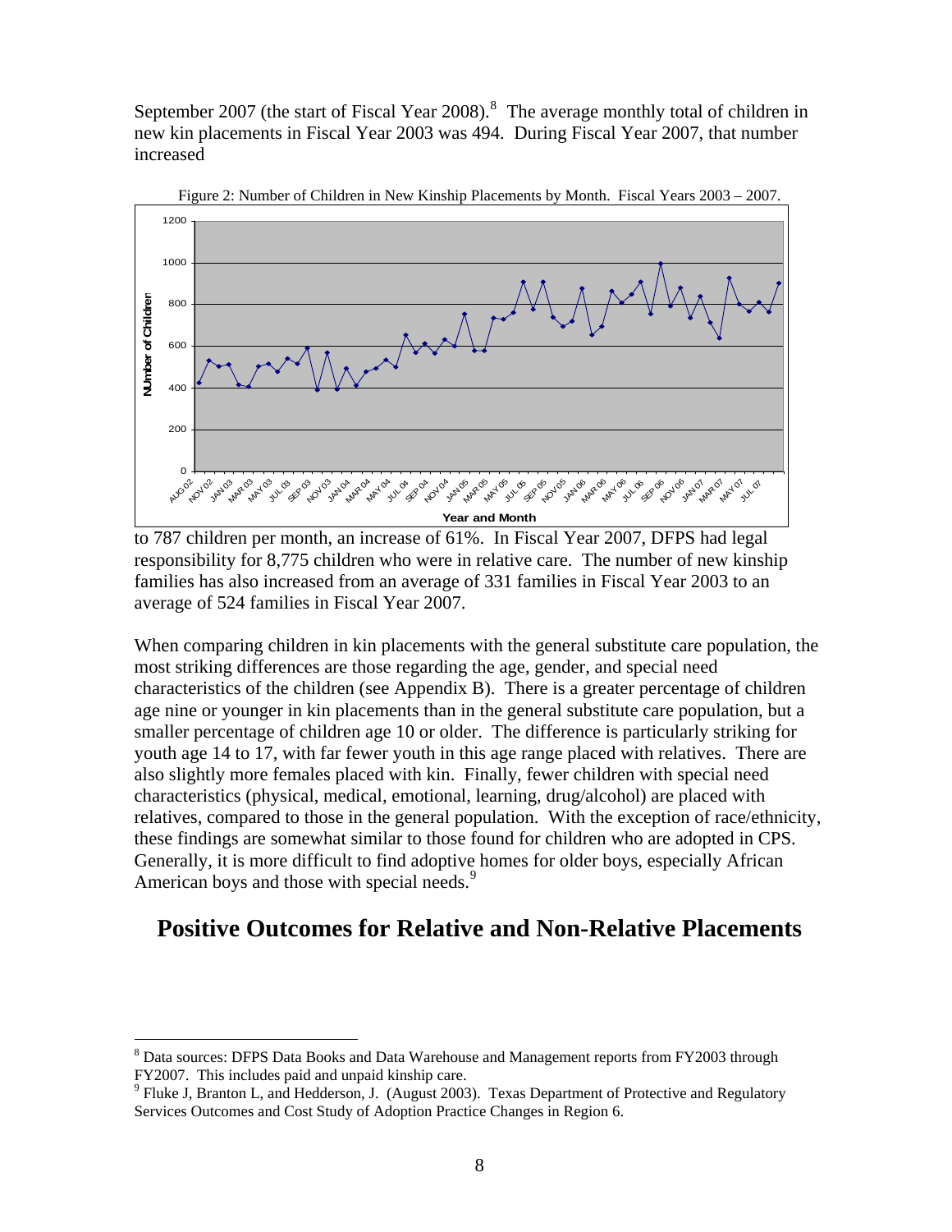September 2007 (the start of Fiscal Year 2008).[8] The average monthly total of children in new kin placements in Fiscal Year 2003 was 494. During Fiscal Year 2007, that number increased

Figure 2: Number of Children in New Kinship Placements by Month. Fiscal Years 2003 – 2007.

to 787 children per month, an increase of 61%. In Fiscal Year 2007, DFPS had legal responsibility for 8,775 children who were in relative care. The number of new kinship families has also increased from an average of 331 families in Fiscal Year 2003 to an average of 524 families in Fiscal Year 2007.

When comparing children in kin placements with the general substitute care population, the most striking differences are those regarding the age, gender, and special need characteristics of the children (see Appendix B). There is a greater percentage of children age nine or younger in kin placements than in the general substitute care population, but a smaller percentage of children age 10 or older. The difference is particularly striking for youth age 14 to 17, with far fewer youth in this age range placed with relatives. There are also slightly more females placed with kin. Finally, fewer children with special need characteristics (physical, medical, emotional, learning, drug/alcohol) are placed with relatives, compared to those in the general population. With the exception of race/ethnicity, these findings are somewhat similar to those found for children who are adopted in CPS. Generally, it is more difficult to find adoptive homes for older boys, especially African American boys and those with special needs.[9]

## Positive Outcomes for Relative and Non-Relative Placements

[8] Data sources: DFPS Data Books and Data Warehouse and Management reports from FY2003 through FY2007. This includes paid and unpaid kinship care.

[9] Fluke J, Branton L, and Hedderson, J. (August 2003). Texas Department of Protective and Regulatory Services Outcomes and Cost Study of Adoption Practice Changes in Region 6.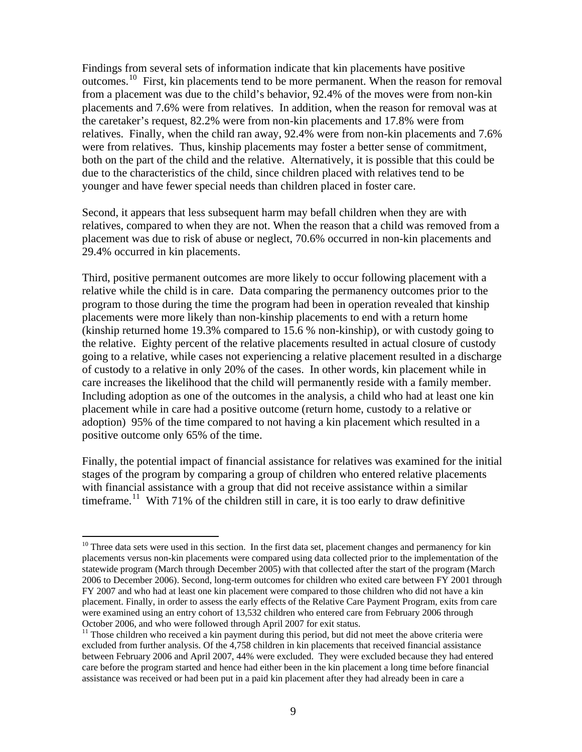Findings from several sets of information indicate that kin placements have positive outcomes.[10] First, kin placements tend to be more permanent. When the reason for removal from a placement was due to the child's behavior, 92.4% of the moves were from non-kin placements and 7.6% were from relatives. In addition, when the reason for removal was at the caretaker's request, 82.2% were from non-kin placements and 17.8% were from relatives. Finally, when the child ran away, 92.4% were from non-kin placements and 7.6% were from relatives. Thus, kinship placements may foster a better sense of commitment, both on the part of the child and the relative. Alternatively, it is possible that this could be due to the characteristics of the child, since children placed with relatives tend to be younger and have fewer special needs than children placed in foster care.

Second, it appears that less subsequent harm may befall children when they are with relatives, compared to when they are not. When the reason that a child was removed from a placement was due to risk of abuse or neglect, 70.6% occurred in non-kin placements and 29.4% occurred in kin placements.

Third, positive permanent outcomes are more likely to occur following placement with a relative while the child is in care. Data comparing the permanency outcomes prior to the program to those during the time the program had been in operation revealed that kinship placements were more likely than non-kinship placements to end with a return home (kinship returned home 19.3% compared to 15.6 % non-kinship), or with custody going to the relative. Eighty percent of the relative placements resulted in actual closure of custody going to a relative, while cases not experiencing a relative placement resulted in a discharge of custody to a relative in only 20% of the cases. In other words, kin placement while in care increases the likelihood that the child will permanently reside with a family member. Including adoption as one of the outcomes in the analysis, a child who had at least one kin placement while in care had a positive outcome (return home, custody to a relative or adoption) 95% of the time compared to not having a kin placement which resulted in a positive outcome only 65% of the time.

Finally, the potential impact of financial assistance for relatives was examined for the initial stages of the program by comparing a group of children who entered relative placements with financial assistance with a group that did not receive assistance within a similar timeframe.[11] With 71% of the children still in care, it is too early to draw definitive

---

[10] Three data sets were used in this section. In the first data set, placement changes and permanency for kin placements versus non-kin placements were compared using data collected prior to the implementation of the statewide program (March through December 2005) with that collected after the start of the program (March 2006 to December 2006). Second, long-term outcomes for children who exited care between FY 2001 through FY 2007 and who had at least one kin placement were compared to those children who did not have a kin placement. Finally, in order to assess the early effects of the Relative Care Payment Program, exits from care were examined using an entry cohort of 13,532 children who entered care from February 2006 through October 2006, and who were followed through April 2007 for exit status.

[11] Those children who received a kin payment during this period, but did not meet the above criteria were excluded from further analysis. Of the 4,758 children in kin placements that received financial assistance between February 2006 and April 2007, 44% were excluded. They were excluded because they had entered care before the program started and hence had either been in the kin placement a long time before financial assistance was received or had been put in a paid kin placement after they had already been in care a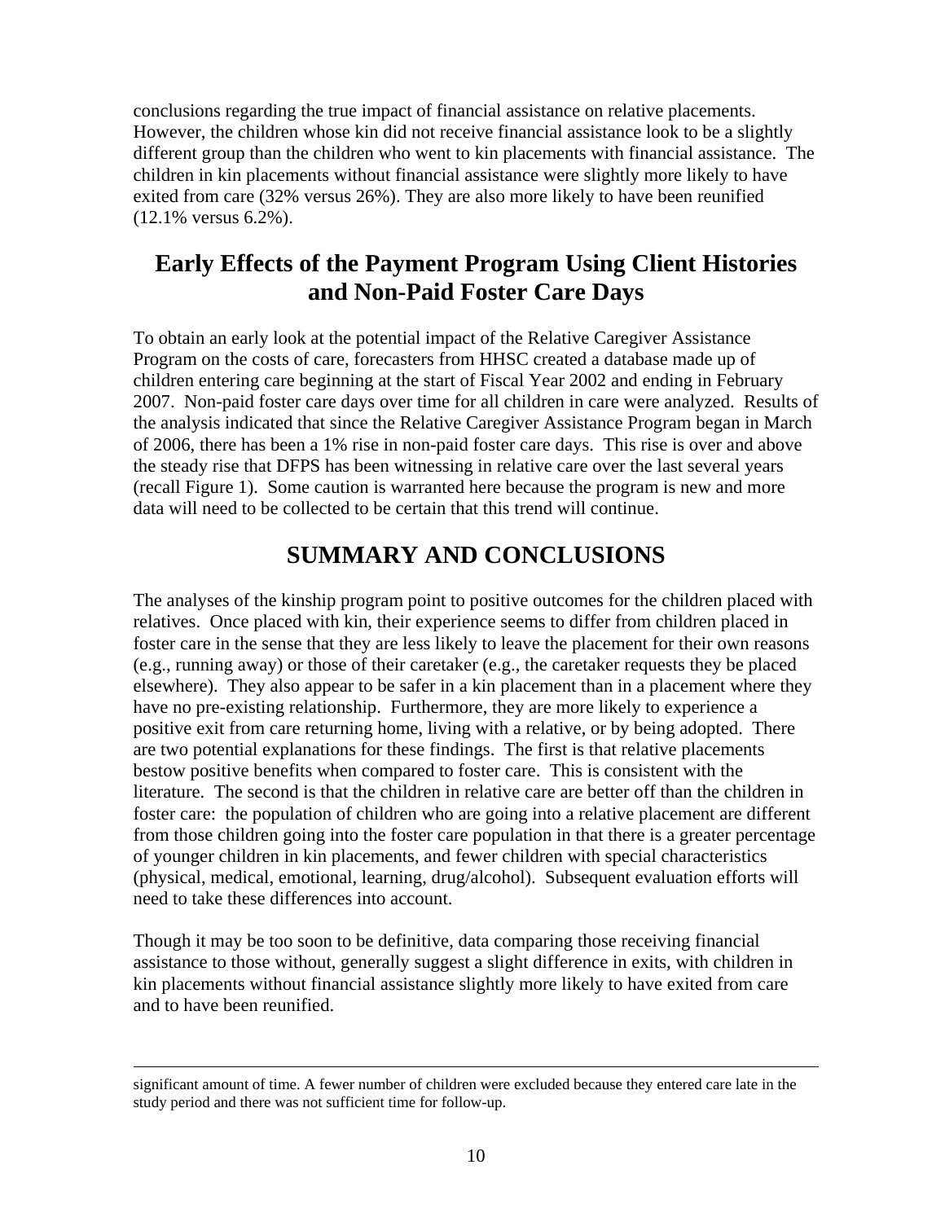conclusions regarding the true impact of financial assistance on relative placements. However, the children whose kin did not receive financial assistance look to be a slightly different group than the children who went to kin placements with financial assistance. The children in kin placements without financial assistance were slightly more likely to have exited from care (32% versus 26%). They are also more likely to have been reunified (12.1% versus 6.2%).

## Early Effects of the Payment Program Using Client Histories and Non-Paid Foster Care Days

To obtain an early look at the potential impact of the Relative Caregiver Assistance Program on the costs of care, forecasters from HHSC created a database made up of children entering care beginning at the start of Fiscal Year 2002 and ending in February 2007. Non-paid foster care days over time for all children in care were analyzed. Results of the analysis indicated that since the Relative Caregiver Assistance Program began in March of 2006, there has been a 1% rise in non-paid foster care days. This rise is over and above the steady rise that DFPS has been witnessing in relative care over the last several years (recall Figure 1). Some caution is warranted here because the program is new and more data will need to be collected to be certain that this trend will continue.

## SUMMARY AND CONCLUSIONS

The analyses of the kinship program point to positive outcomes for the children placed with relatives. Once placed with kin, their experience seems to differ from children placed in foster care in the sense that they are less likely to leave the placement for their own reasons (e.g., running away) or those of their caretaker (e.g., the caretaker requests they be placed elsewhere). They also appear to be safer in a kin placement than in a placement where they have no pre-existing relationship. Furthermore, they are more likely to experience a positive exit from care returning home, living with a relative, or by being adopted. There are two potential explanations for these findings. The first is that relative placements bestow positive benefits when compared to foster care. This is consistent with the literature. The second is that the children in relative care are better off than the children in foster care: the population of children who are going into a relative placement are different from those children going into the foster care population in that there is a greater percentage of younger children in kin placements, and fewer children with special characteristics (physical, medical, emotional, learning, drug/alcohol). Subsequent evaluation efforts will need to take these differences into account.

Though it may be too soon to be definitive, data comparing those receiving financial assistance to those without, generally suggest a slight difference in exits, with children in kin placements without financial assistance slightly more likely to have exited from care and to have been reunified.

---

significant amount of time. A fewer number of children were excluded because they entered care late in the study period and there was not sufficient time for follow-up.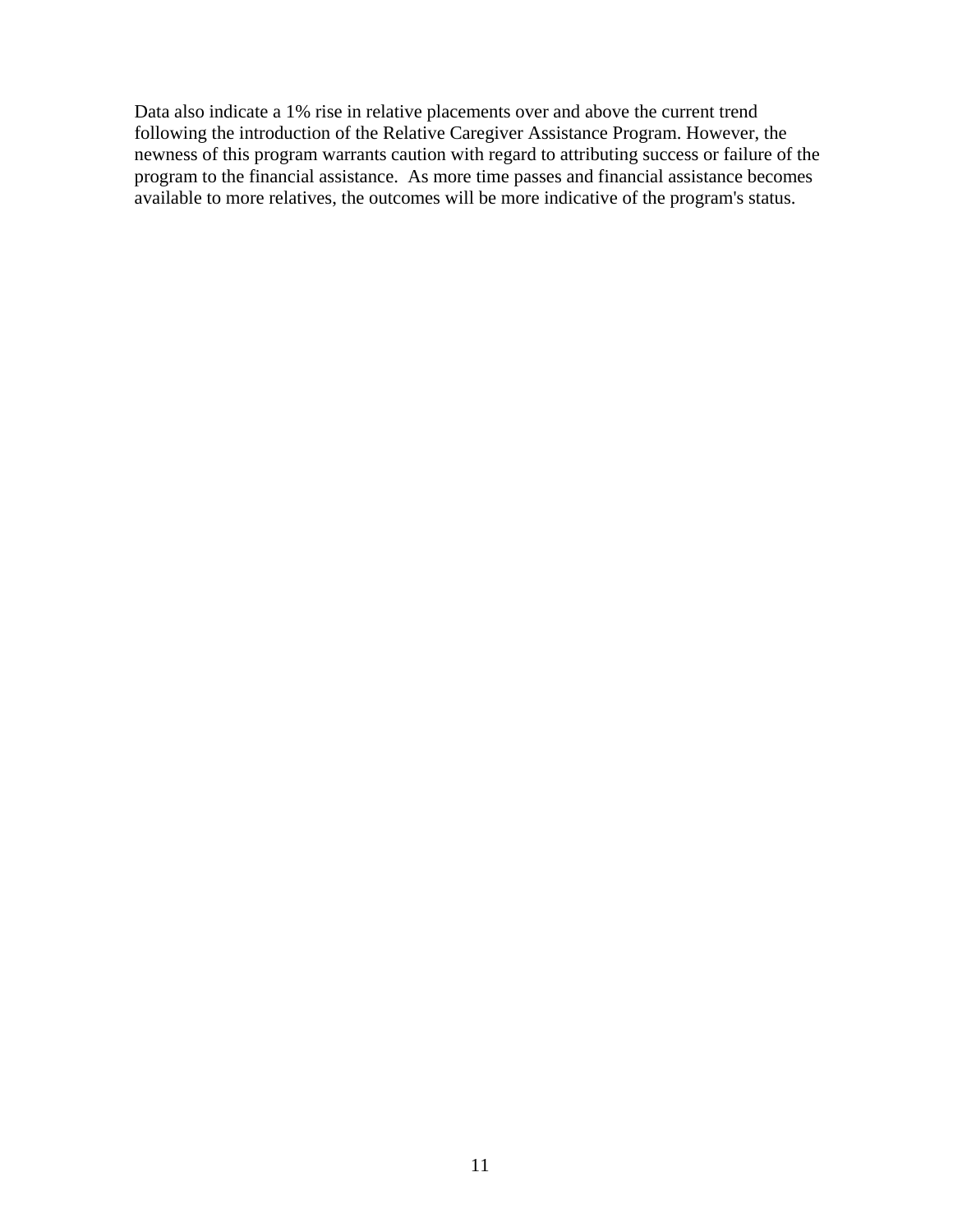Data also indicate a 1% rise in relative placements over and above the current trend following the introduction of the Relative Caregiver Assistance Program. However, the newness of this program warrants caution with regard to attributing success or failure of the program to the financial assistance. As more time passes and financial assistance becomes available to more relatives, the outcomes will be more indicative of the program's status.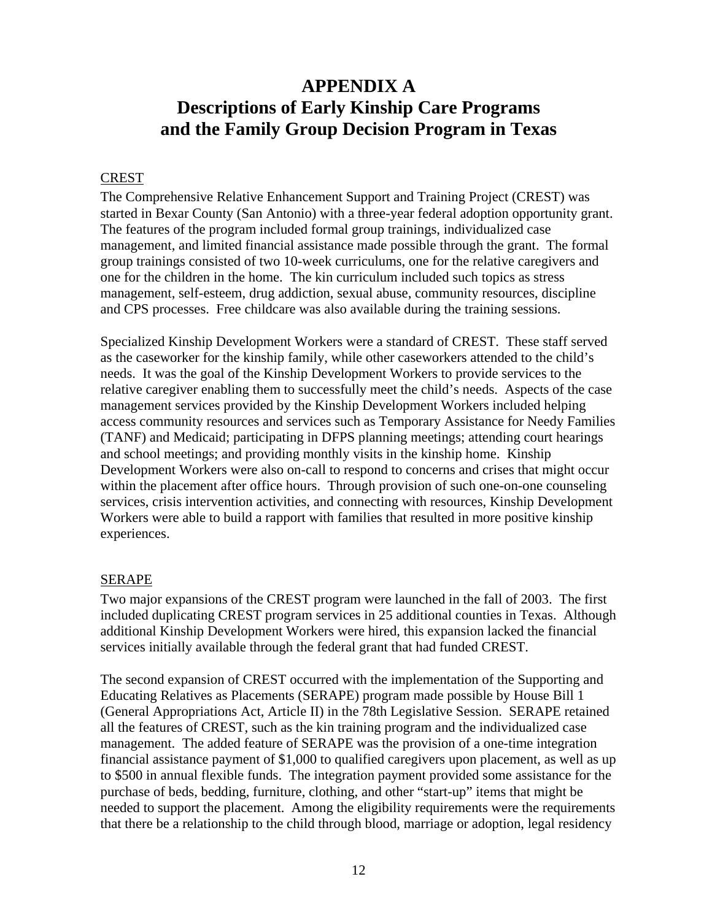# APPENDIX A
# Descriptions of Early Kinship Care Programs and the Family Group Decision Program in Texas

<u>CREST</u>

The Comprehensive Relative Enhancement Support and Training Project (CREST) was started in Bexar County (San Antonio) with a three-year federal adoption opportunity grant. The features of the program included formal group trainings, individualized case management, and limited financial assistance made possible through the grant. The formal group trainings consisted of two 10-week curriculums, one for the relative caregivers and one for the children in the home. The kin curriculum included such topics as stress management, self-esteem, drug addiction, sexual abuse, community resources, discipline and CPS processes. Free childcare was also available during the training sessions.

Specialized Kinship Development Workers were a standard of CREST. These staff served as the caseworker for the kinship family, while other caseworkers attended to the child's needs. It was the goal of the Kinship Development Workers to provide services to the relative caregiver enabling them to successfully meet the child's needs. Aspects of the case management services provided by the Kinship Development Workers included helping access community resources and services such as Temporary Assistance for Needy Families (TANF) and Medicaid; participating in DFPS planning meetings; attending court hearings and school meetings; and providing monthly visits in the kinship home. Kinship Development Workers were also on-call to respond to concerns and crises that might occur within the placement after office hours. Through provision of such one-on-one counseling services, crisis intervention activities, and connecting with resources, Kinship Development Workers were able to build a rapport with families that resulted in more positive kinship experiences.

<u>SERAPE</u>

Two major expansions of the CREST program were launched in the fall of 2003. The first included duplicating CREST program services in 25 additional counties in Texas. Although additional Kinship Development Workers were hired, this expansion lacked the financial services initially available through the federal grant that had funded CREST.

The second expansion of CREST occurred with the implementation of the Supporting and Educating Relatives as Placements (SERAPE) program made possible by House Bill 1 (General Appropriations Act, Article II) in the 78th Legislative Session. SERAPE retained all the features of CREST, such as the kin training program and the individualized case management. The added feature of SERAPE was the provision of a one-time integration financial assistance payment of $1,000 to qualified caregivers upon placement, as well as up to $500 in annual flexible funds. The integration payment provided some assistance for the purchase of beds, bedding, furniture, clothing, and other "start-up" items that might be needed to support the placement. Among the eligibility requirements were the requirements that there be a relationship to the child through blood, marriage or adoption, legal residency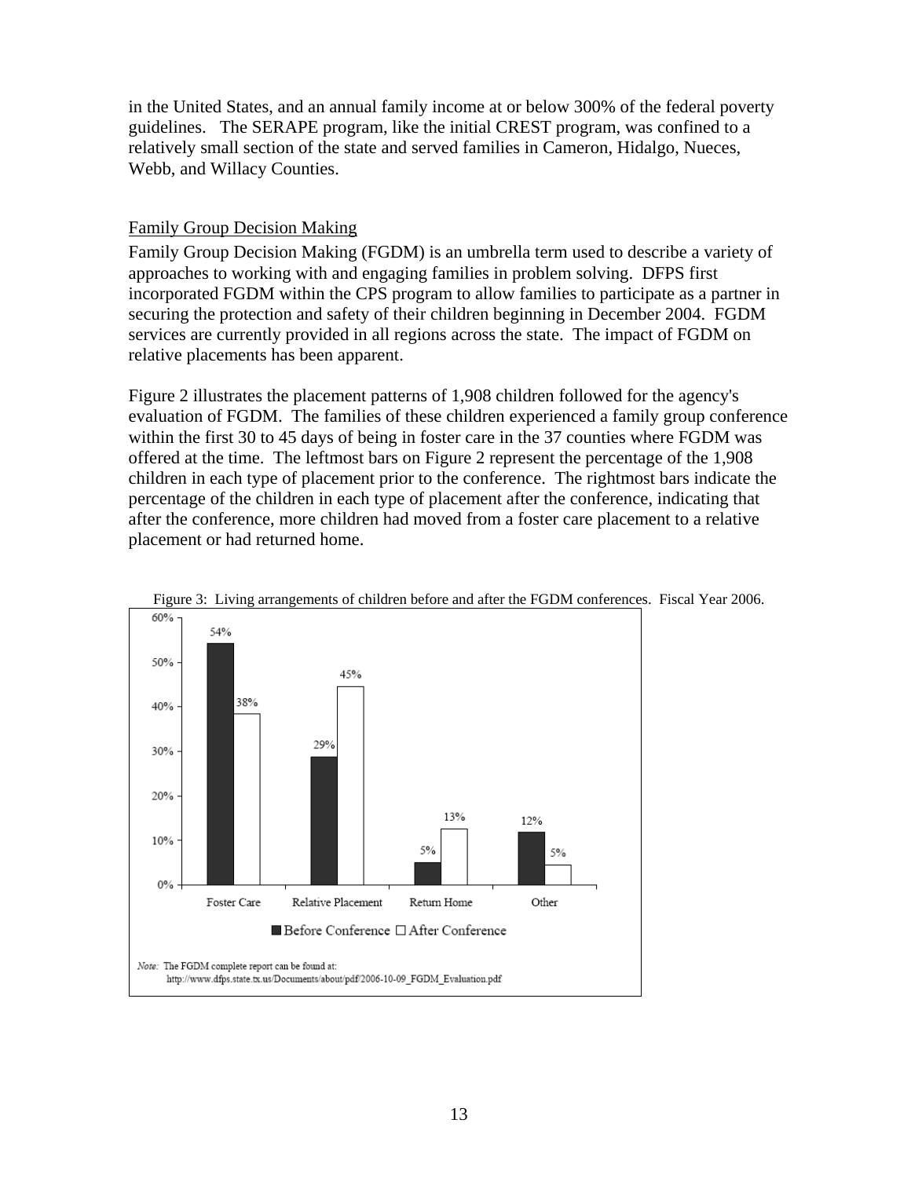in the United States, and an annual family income at or below 300% of the federal poverty guidelines. The SERAPE program, like the initial CREST program, was confined to a relatively small section of the state and served families in Cameron, Hidalgo, Nueces, Webb, and Willacy Counties.

## Family Group Decision Making

Family Group Decision Making (FGDM) is an umbrella term used to describe a variety of approaches to working with and engaging families in problem solving. DFPS first incorporated FGDM within the CPS program to allow families to participate as a partner in securing the protection and safety of their children beginning in December 2004. FGDM services are currently provided in all regions across the state. The impact of FGDM on relative placements has been apparent.

Figure 2 illustrates the placement patterns of 1,908 children followed for the agency's evaluation of FGDM. The families of these children experienced a family group conference within the first 30 to 45 days of being in foster care in the 37 counties where FGDM was offered at the time. The leftmost bars on Figure 2 represent the percentage of the 1,908 children in each type of placement prior to the conference. The rightmost bars indicate the percentage of the children in each type of placement after the conference, indicating that after the conference, more children had moved from a foster care placement to a relative placement or had returned home.

Figure 3: Living arrangements of children before and after the FGDM conferences. Fiscal Year 2006.

| | Before Conference | After Conference |
|---|---|---|
| Foster Care | 54% | 38% |
| Relative Placement | 29% | 45% |
| Return Home | 5% | 13% |
| Other | 12% | 5% |

*Note:* The FGDM complete report can be found at: http://www.dfps.state.tx.us/Documents/about/pdf/2006-10-09_FGDM_Evaluation.pdf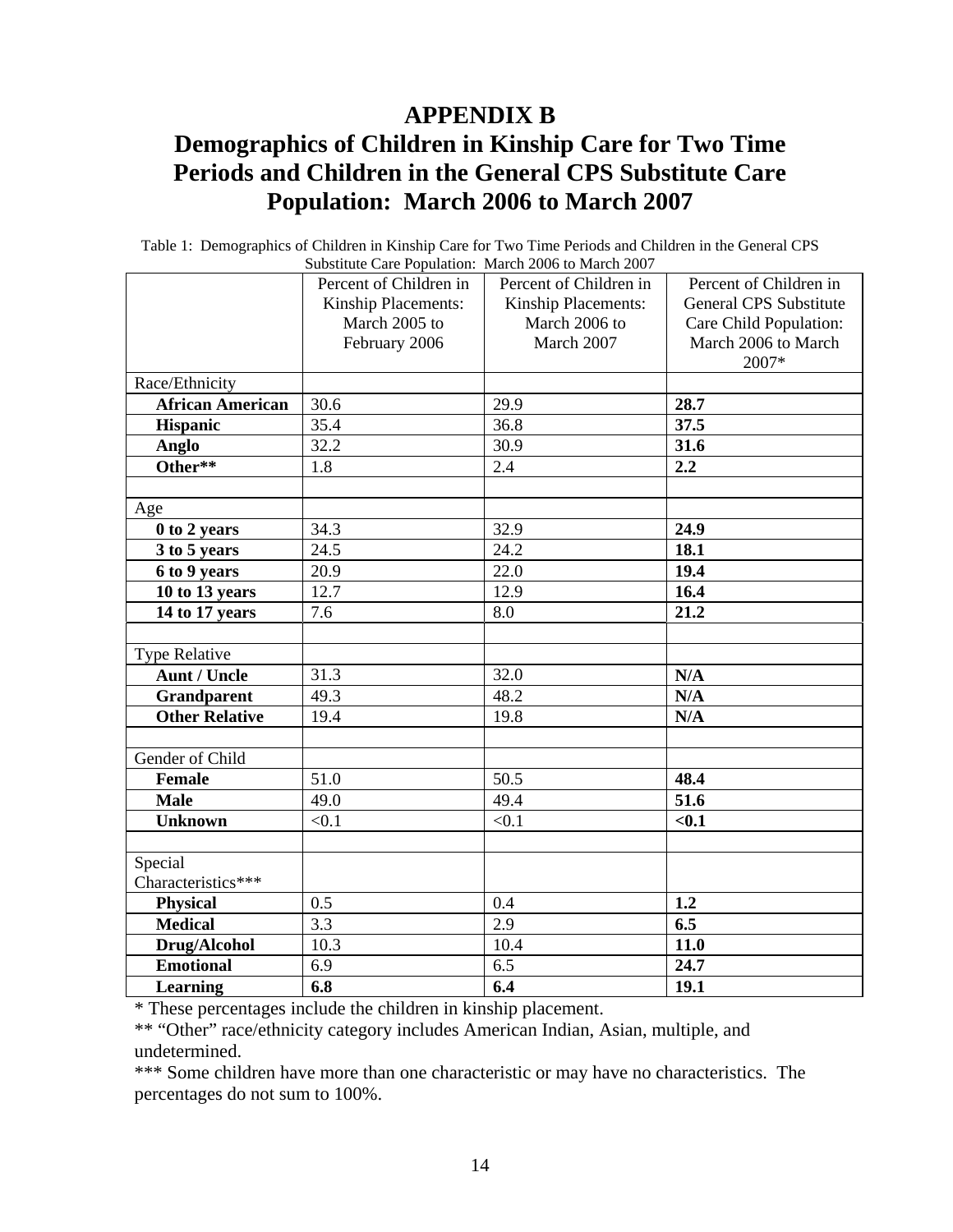# APPENDIX B

# Demographics of Children in Kinship Care for Two Time Periods and Children in the General CPS Substitute Care Population: March 2006 to March 2007

Table 1: Demographics of Children in Kinship Care for Two Time Periods and Children in the General CPS Substitute Care Population: March 2006 to March 2007

| | Percent of Children in Kinship Placements: March 2005 to February 2006 | Percent of Children in Kinship Placements: March 2006 to March 2007 | Percent of Children in General CPS Substitute Care Child Population: March 2006 to March 2007* |
|---|---|---|---|
| Race/Ethnicity | | | |
| **African American** | 30.6 | 29.9 | **28.7** |
| **Hispanic** | 35.4 | 36.8 | **37.5** |
| **Anglo** | 32.2 | 30.9 | **31.6** |
| **Other**** | 1.8 | 2.4 | **2.2** |
| | | | |
| Age | | | |
| **0 to 2 years** | 34.3 | 32.9 | **24.9** |
| **3 to 5 years** | 24.5 | 24.2 | **18.1** |
| **6 to 9 years** | 20.9 | 22.0 | **19.4** |
| **10 to 13 years** | 12.7 | 12.9 | **16.4** |
| **14 to 17 years** | 7.6 | 8.0 | **21.2** |
| | | | |
| Type Relative | | | |
| **Aunt / Uncle** | 31.3 | 32.0 | **N/A** |
| **Grandparent** | 49.3 | 48.2 | **N/A** |
| **Other Relative** | 19.4 | 19.8 | **N/A** |
| | | | |
| Gender of Child | | | |
| **Female** | 51.0 | 50.5 | **48.4** |
| **Male** | 49.0 | 49.4 | **51.6** |
| **Unknown** | <0.1 | <0.1 | **<0.1** |
| | | | |
| Special Characteristics*** | | | |
| **Physical** | 0.5 | 0.4 | **1.2** |
| **Medical** | 3.3 | 2.9 | **6.5** |
| **Drug/Alcohol** | 10.3 | 10.4 | **11.0** |
| **Emotional** | 6.9 | 6.5 | **24.7** |
| **Learning** | **6.8** | **6.4** | **19.1** |

* These percentages include the children in kinship placement.

** "Other" race/ethnicity category includes American Indian, Asian, multiple, and undetermined.

*** Some children have more than one characteristic or may have no characteristics. The percentages do not sum to 100%.